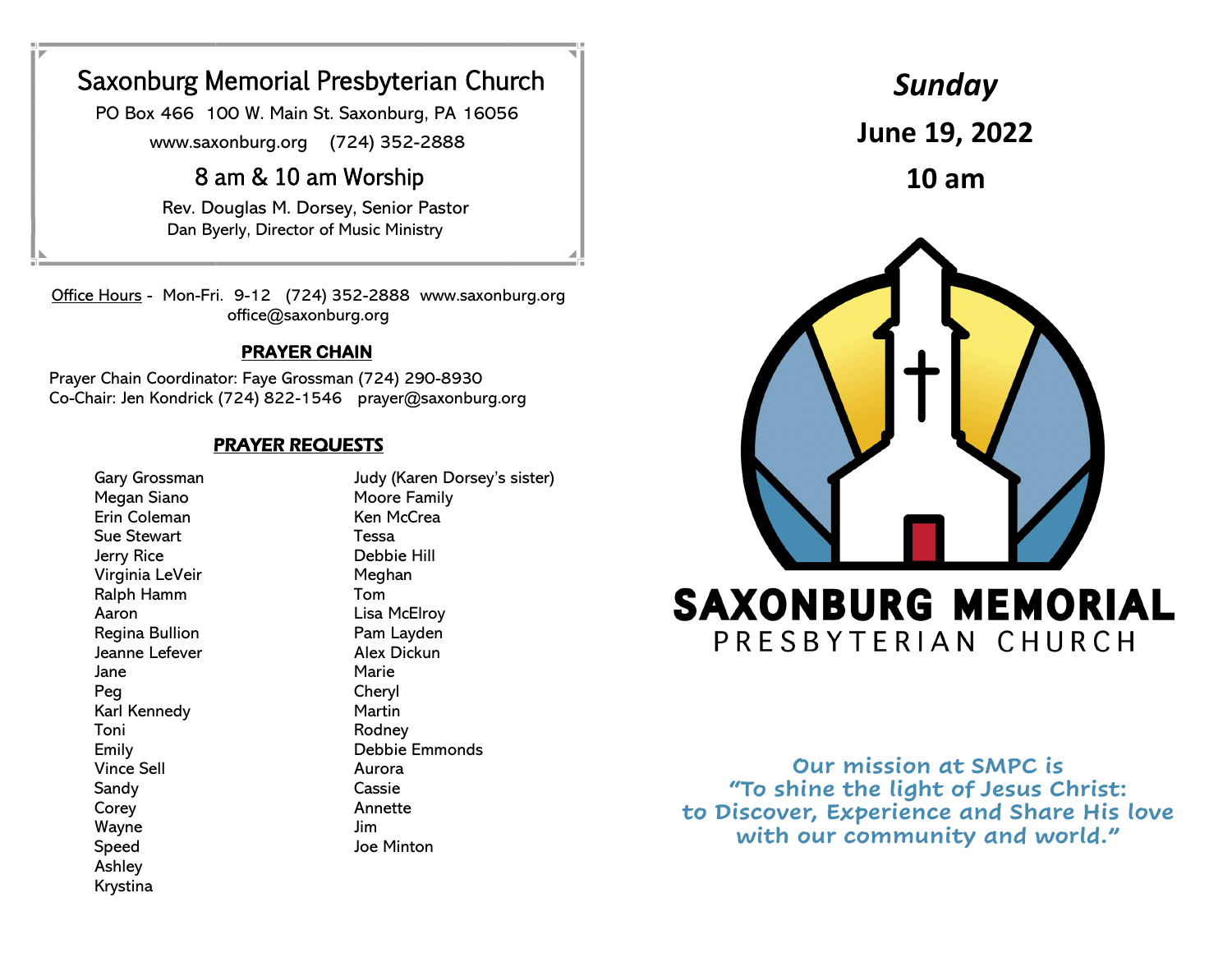# Saxonburg Memorial Presbyterian Church

PO Box 466 100 W. Main St. Saxonburg, PA 16056

www.saxonburg.org (724) 352-2888

## 8 am & 10 am Worship

Rev. Douglas M. Dorsey, Senior Pastor

Dan Byerly, Director of Music Ministry

Office Hours - Mon-Fri. 9-12 (724) 352-2888 www.saxonburg.org office@saxonburg.org

### PRAYER CHAIN

Prayer Chain Coordinator: Faye Grossman (724) 290-8930

Co-Chair: Jen Kondrick (724) 822-1546 prayer@saxonburg.org

### PRAYER REQUESTS

Gary Grossman
Megan Siano
Erin Coleman
Sue Stewart
Jerry Rice
Virginia LeVeir
Ralph Hamm
Aaron
Regina Bullion
Jeanne Lefever
Jane
Peg
Karl Kennedy
Toni
Emily
Vince Sell
Sandy
Corey
Wayne
Speed
Ashley
Krystina
Judy (Karen Dorsey's sister)
Moore Family
Ken McCrea
Tessa
Debbie Hill
Meghan
Tom
Lisa McElroy
Pam Layden
Alex Dickun
Marie
Cheryl
Martin
Rodney
Debbie Emmonds
Aurora
Cassie
Annette
Jim
Joe Minton

***Sunday***

**June 19, 2022**

**10 am**

**SAXONBURG MEMORIAL**

PRESBYTERIAN CHURCH

**Our mission at SMPC is "To shine the light of Jesus Christ: to Discover, Experience and Share His love with our community and world."**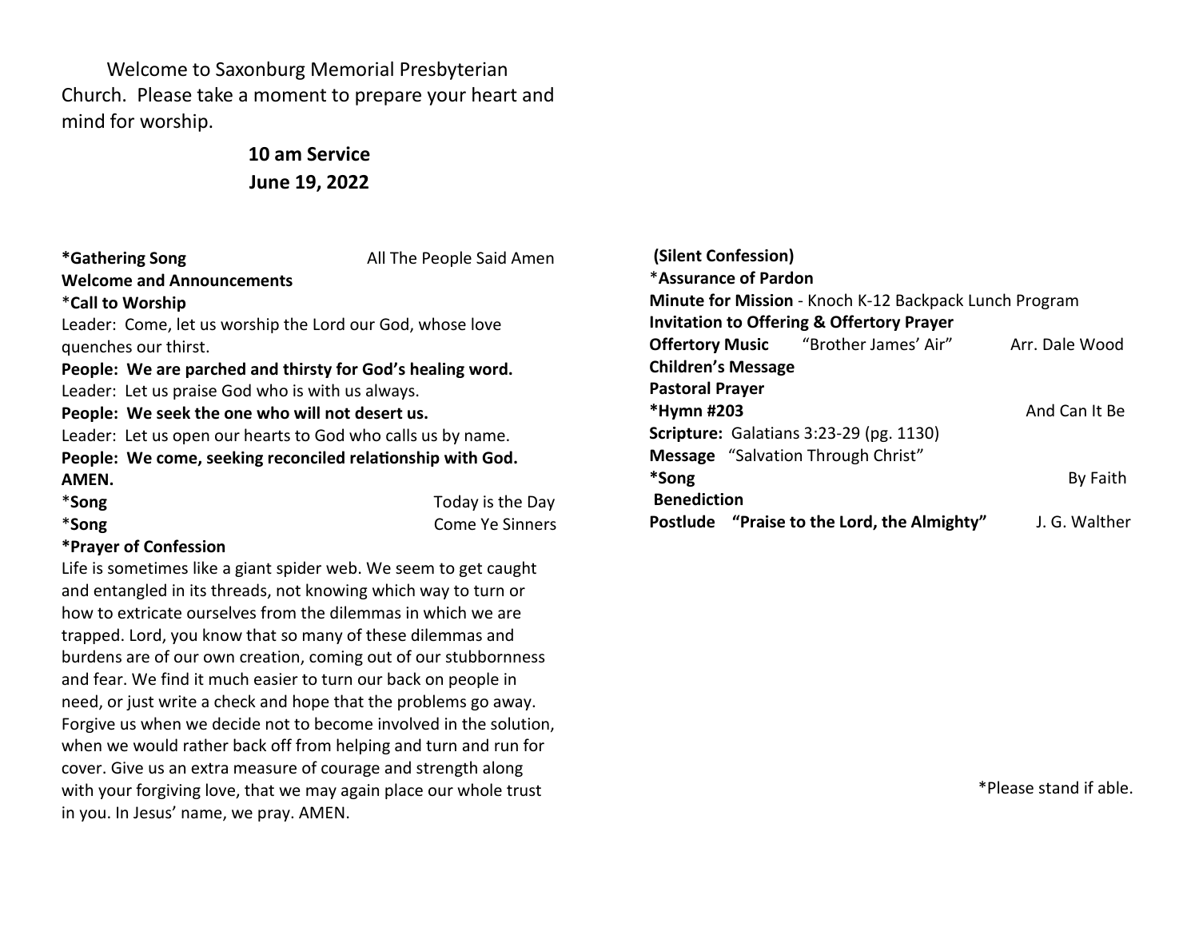Welcome to Saxonburg Memorial Presbyterian Church. Please take a moment to prepare your heart and mind for worship.

**10 am Service**
**June 19, 2022**

**\*Gathering Song** — All The People Said Amen

**Welcome and Announcements**

*__Call to Worship__

Leader: Come, let us worship the Lord our God, whose love quenches our thirst.

**People: We are parched and thirsty for God's healing word.**

Leader: Let us praise God who is with us always.

**People: We seek the one who will not desert us.**

Leader: Let us open our hearts to God who calls us by name.

**People: We come, seeking reconciled relationship with God. AMEN.**

*__Song__ — Today is the Day

*__Song__ — Come Ye Sinners

**\*Prayer of Confession**

Life is sometimes like a giant spider web. We seem to get caught and entangled in its threads, not knowing which way to turn or how to extricate ourselves from the dilemmas in which we are trapped. Lord, you know that so many of these dilemmas and burdens are of our own creation, coming out of our stubbornness and fear. We find it much easier to turn our back on people in need, or just write a check and hope that the problems go away. Forgive us when we decide not to become involved in the solution, when we would rather back off from helping and turn and run for cover. Give us an extra measure of courage and strength along with your forgiving love, that we may again place our whole trust in you. In Jesus' name, we pray. AMEN.

**(Silent Confession)**

*__Assurance of Pardon__

**Minute for Mission** - Knoch K-12 Backpack Lunch Program

**Invitation to Offering & Offertory Prayer**

**Offertory Music** "Brother James' Air" — Arr. Dale Wood

**Children's Message**

**Pastoral Prayer**

**\*Hymn #203** — And Can It Be

**Scripture:** Galatians 3:23-29 (pg. 1130)

**Message** "Salvation Through Christ"

**\*Song** — By Faith

**Benediction**

**Postlude "Praise to the Lord, the Almighty"** — J. G. Walther

\*Please stand if able.